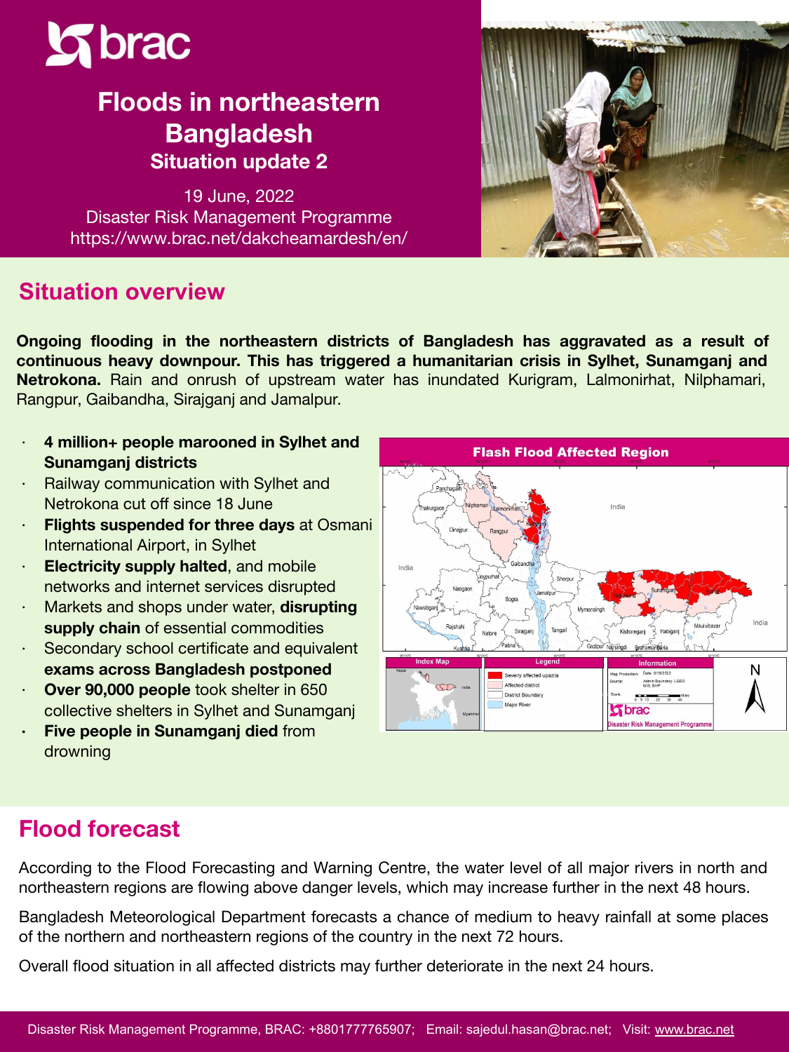brac

# Floods in northeastern Bangladesh

### Situation update 2

19 June, 2022

Disaster Risk Management Programme

https://www.brac.net/dakcheamardesh/en/

## Situation overview

**Ongoing flooding in the northeastern districts of Bangladesh has aggravated as a result of continuous heavy downpour. This has triggered a humanitarian crisis in Sylhet, Sunamganj and Netrokona.** Rain and onrush of upstream water has inundated Kurigram, Lalmonirhat, Nilphamari, Rangpur, Gaibandha, Sirajganj and Jamalpur.

- **4 million+ people marooned in Sylhet and Sunamganj districts**
- Railway communication with Sylhet and Netrokona cut off since 18 June
- **Flights suspended for three days** at Osmani International Airport, in Sylhet
- **Electricity supply halted**, and mobile networks and internet services disrupted
- Markets and shops under water, **disrupting supply chain** of essential commodities
- Secondary school certificate and equivalent **exams across Bangladesh postponed**
- **Over 90,000 people** took shelter in 650 collective shelters in Sylhet and Sunamganj
- **Five people in Sunamganj died** from drowning

## Flood forecast

According to the Flood Forecasting and Warning Centre, the water level of all major rivers in north and northeastern regions are flowing above danger levels, which may increase further in the next 48 hours.

Bangladesh Meteorological Department forecasts a chance of medium to heavy rainfall at some places of the northern and northeastern regions of the country in the next 72 hours.

Overall flood situation in all affected districts may further deteriorate in the next 24 hours.

Disaster Risk Management Programme, BRAC: +8801777765907; Email: sajedul.hasan@brac.net; Visit: www.brac.net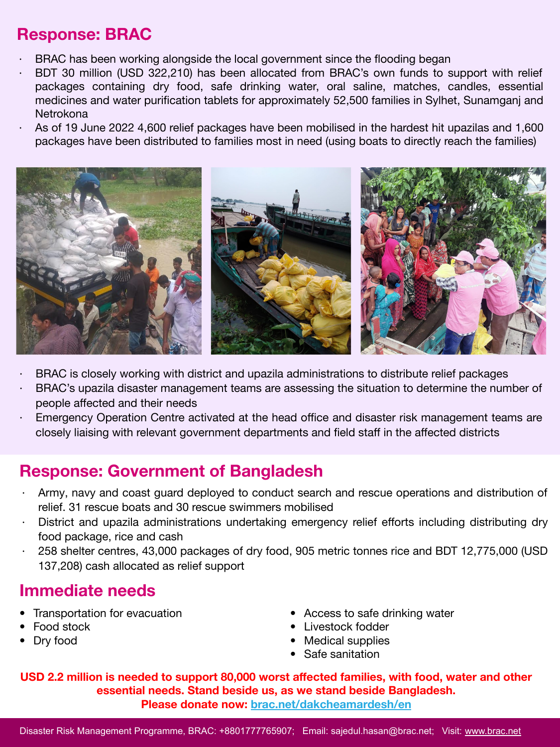## Response: BRAC

- BRAC has been working alongside the local government since the flooding began
- BDT 30 million (USD 322,210) has been allocated from BRAC's own funds to support with relief packages containing dry food, safe drinking water, oral saline, matches, candles, essential medicines and water purification tablets for approximately 52,500 families in Sylhet, Sunamganj and Netrokona
- As of 19 June 2022 4,600 relief packages have been mobilised in the hardest hit upazilas and 1,600 packages have been distributed to families most in need (using boats to directly reach the families)

- BRAC is closely working with district and upazila administrations to distribute relief packages
- BRAC's upazila disaster management teams are assessing the situation to determine the number of people affected and their needs
- Emergency Operation Centre activated at the head office and disaster risk management teams are closely liaising with relevant government departments and field staff in the affected districts

## Response: Government of Bangladesh

- Army, navy and coast guard deployed to conduct search and rescue operations and distribution of relief. 31 rescue boats and 30 rescue swimmers mobilised
- District and upazila administrations undertaking emergency relief efforts including distributing dry food package, rice and cash
- 258 shelter centres, 43,000 packages of dry food, 905 metric tonnes rice and BDT 12,775,000 (USD 137,208) cash allocated as relief support

## Immediate needs

- Transportation for evacuation
- Food stock
- Dry food
- Access to safe drinking water
- Livestock fodder
- Medical supplies
- Safe sanitation

**USD 2.2 million is needed to support 80,000 worst affected families, with food, water and other essential needs. Stand beside us, as we stand beside Bangladesh.**
**Please donate now: brac.net/dakcheamardesh/en**

Disaster Risk Management Programme, BRAC: +8801777765907; Email: sajedul.hasan@brac.net; Visit: www.brac.net